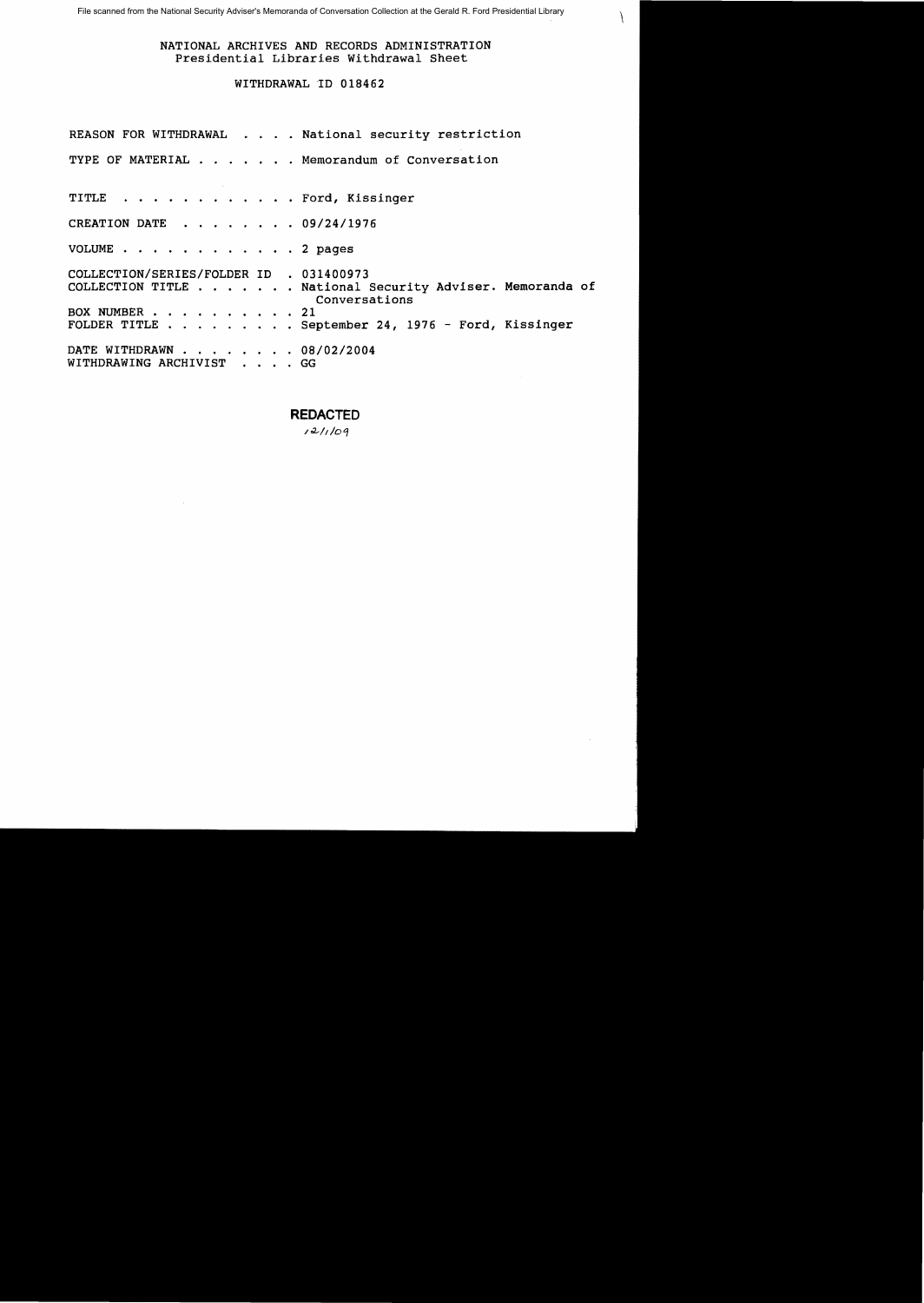File scanned from the National Security Adviser's Memoranda of Conversation Collection at the Gerald R. Ford Presidential Library

NATIONAL ARCHIVES AND RECORDS ADMINISTRATION
Presidential Libraries Withdrawal Sheet

WITHDRAWAL ID 018462

REASON FOR WITHDRAWAL . . . . National security restriction

TYPE OF MATERIAL . . . . . . . Memorandum of Conversation

TITLE . . . . . . . . . . . . Ford, Kissinger

CREATION DATE . . . . . . . . 09/24/1976

VOLUME . . . . . . . . . . . . 2 pages

COLLECTION/SERIES/FOLDER ID . 031400973
COLLECTION TITLE . . . . . . . National Security Adviser. Memoranda of Conversations
BOX NUMBER . . . . . . . . . . 21
FOLDER TITLE . . . . . . . . . September 24, 1976 - Ford, Kissinger

DATE WITHDRAWN . . . . . . . . 08/02/2004
WITHDRAWING ARCHIVIST . . . . GG

**REDACTED**
12/1/09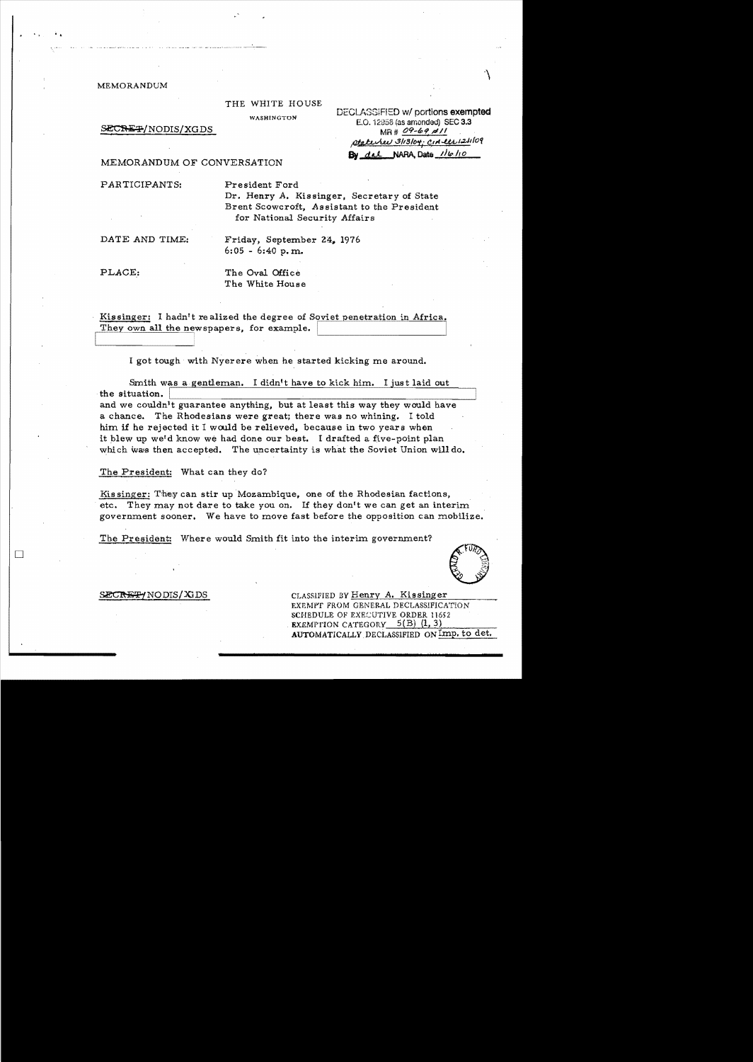MEMORANDUM

THE WHITE HOUSE

WASHINGTON

SECRET/NODIS/XGDS

DECLASSIFIED w/ portions exempted
E.O. 12958 (as amended) SEC 3.3
MR # 09-69 #11
State lev 3/13/04; CIA ltr 12/1/09
By dal NARA, Date 1/6/10

MEMORANDUM OF CONVERSATION

PARTICIPANTS: President Ford
Dr. Henry A. Kissinger, Secretary of State
Brent Scowcroft, Assistant to the President for National Security Affairs

DATE AND TIME: Friday, September 24, 1976
6:05 - 6:40 p.m.

PLACE: The Oval Office
The White House

Kissinger: I hadn't realized the degree of Soviet penetration in Africa. They own all the newspapers, for example. [redacted]

I got tough with Nyerere when he started kicking me around.

Smith was a gentleman. I didn't have to kick him. I just laid out the situation. [redacted] and we couldn't guarantee anything, but at least this way they would have a chance. The Rhodesians were great; there was no whining. I told him if he rejected it I would be relieved, because in two years when it blew up we'd know we had done our best. I drafted a five-point plan which was then accepted. The uncertainty is what the Soviet Union will do.

The President: What can they do?

Kissinger: They can stir up Mozambique, one of the Rhodesian factions, etc. They may not dare to take you on. If they don't we can get an interim government sooner. We have to move fast before the opposition can mobilize.

The President: Where would Smith fit into the interim government?

SECRET/NODIS/XGDS

CLASSIFIED BY Henry A. Kissinger
EXEMPT FROM GENERAL DECLASSIFICATION SCHEDULE OF EXECUTIVE ORDER 11652
EXEMPTION CATEGORY 5(B) (1, 3)
AUTOMATICALLY DECLASSIFIED ON Imp. to det.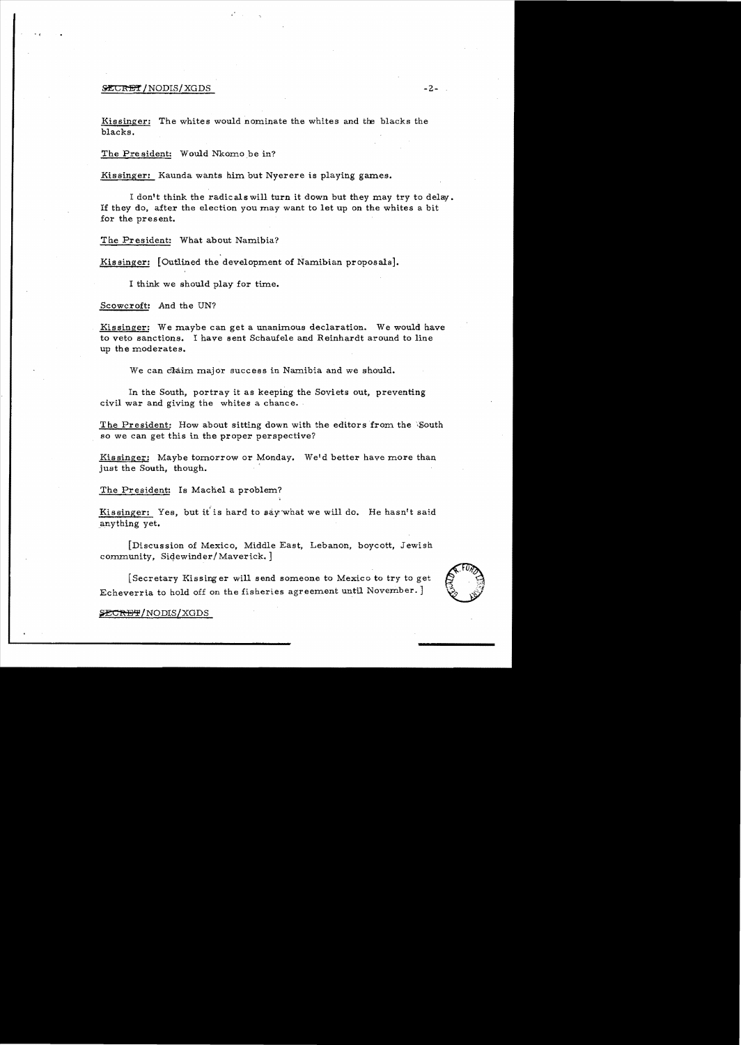Kissinger: The whites would nominate the whites and the blacks the blacks.

The President: Would Nkomo be in?

Kissinger: Kaunda wants him but Nyerere is playing games.

I don't think the radicals will turn it down but they may try to delay. If they do, after the election you may want to let up on the whites a bit for the present.

The President: What about Namibia?

Kissinger: [Outlined the development of Namibian proposals].

I think we should play for time.

Scowcroft: And the UN?

Kissinger: We maybe can get a unanimous declaration. We would have to veto sanctions. I have sent Schaufele and Reinhardt around to line up the moderates.

We can claim major success in Namibia and we should.

In the South, portray it as keeping the Soviets out, preventing civil war and giving the whites a chance.

The President: How about sitting down with the editors from the South so we can get this in the proper perspective?

Kissinger: Maybe tomorrow or Monday. We'd better have more than just the South, though.

The President: Is Machel a problem?

Kissinger: Yes, but it is hard to say what we will do. He hasn't said anything yet.

[Discussion of Mexico, Middle East, Lebanon, boycott, Jewish community, Sidewinder/Maverick.]

[Secretary Kissinger will send someone to Mexico to try to get Echeverria to hold off on the fisheries agreement until November.]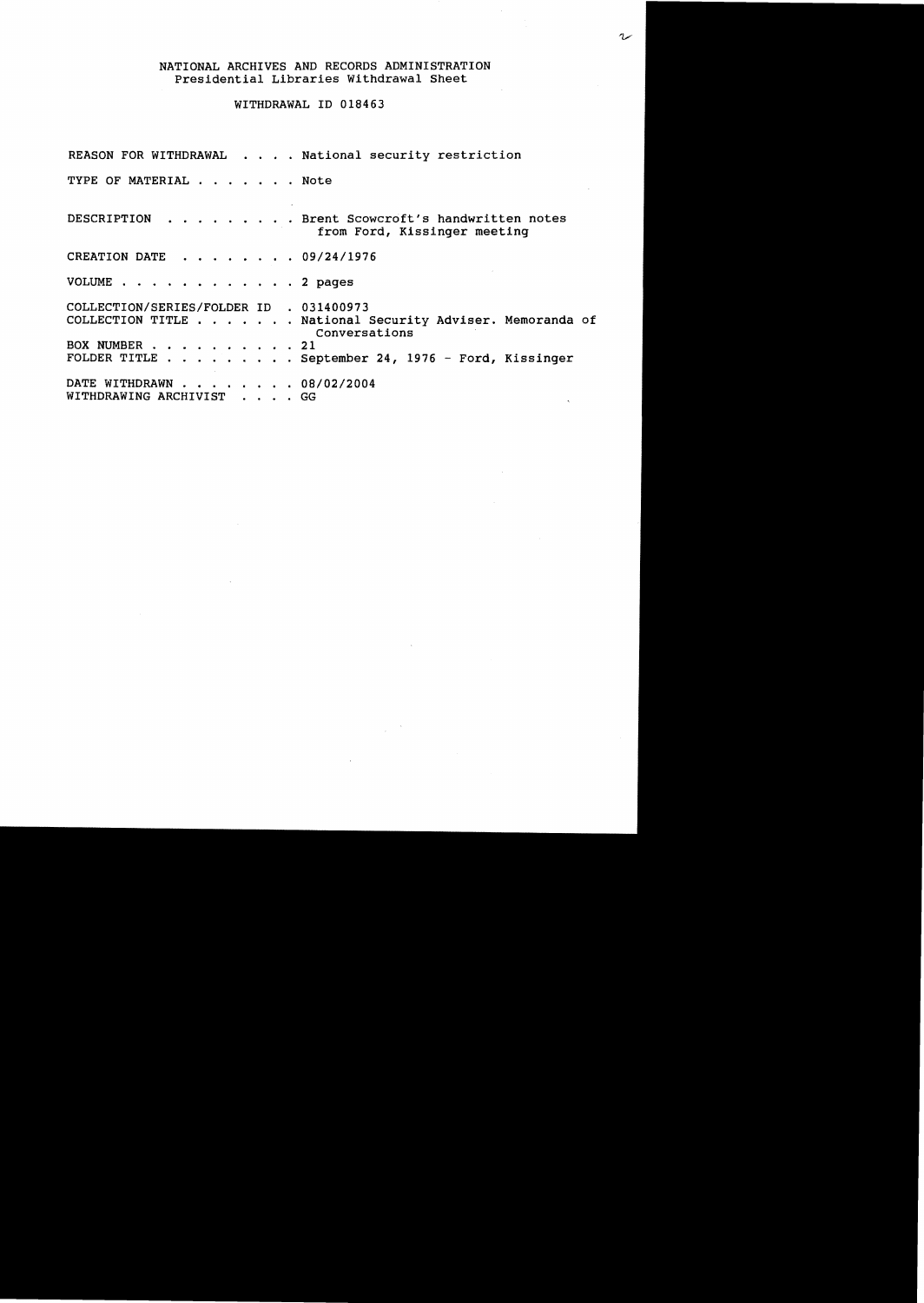NATIONAL ARCHIVES AND RECORDS ADMINISTRATION
Presidential Libraries Withdrawal Sheet

WITHDRAWAL ID 018463

REASON FOR WITHDRAWAL . . . . National security restriction

TYPE OF MATERIAL . . . . . . . Note

DESCRIPTION . . . . . . . . . Brent Scowcroft's handwritten notes from Ford, Kissinger meeting

CREATION DATE . . . . . . . . 09/24/1976

VOLUME . . . . . . . . . . . . 2 pages

COLLECTION/SERIES/FOLDER ID . 031400973
COLLECTION TITLE . . . . . . . National Security Adviser. Memoranda of Conversations
BOX NUMBER . . . . . . . . . . 21
FOLDER TITLE . . . . . . . . . September 24, 1976 - Ford, Kissinger

DATE WITHDRAWN . . . . . . . . 08/02/2004
WITHDRAWING ARCHIVIST . . . . GG